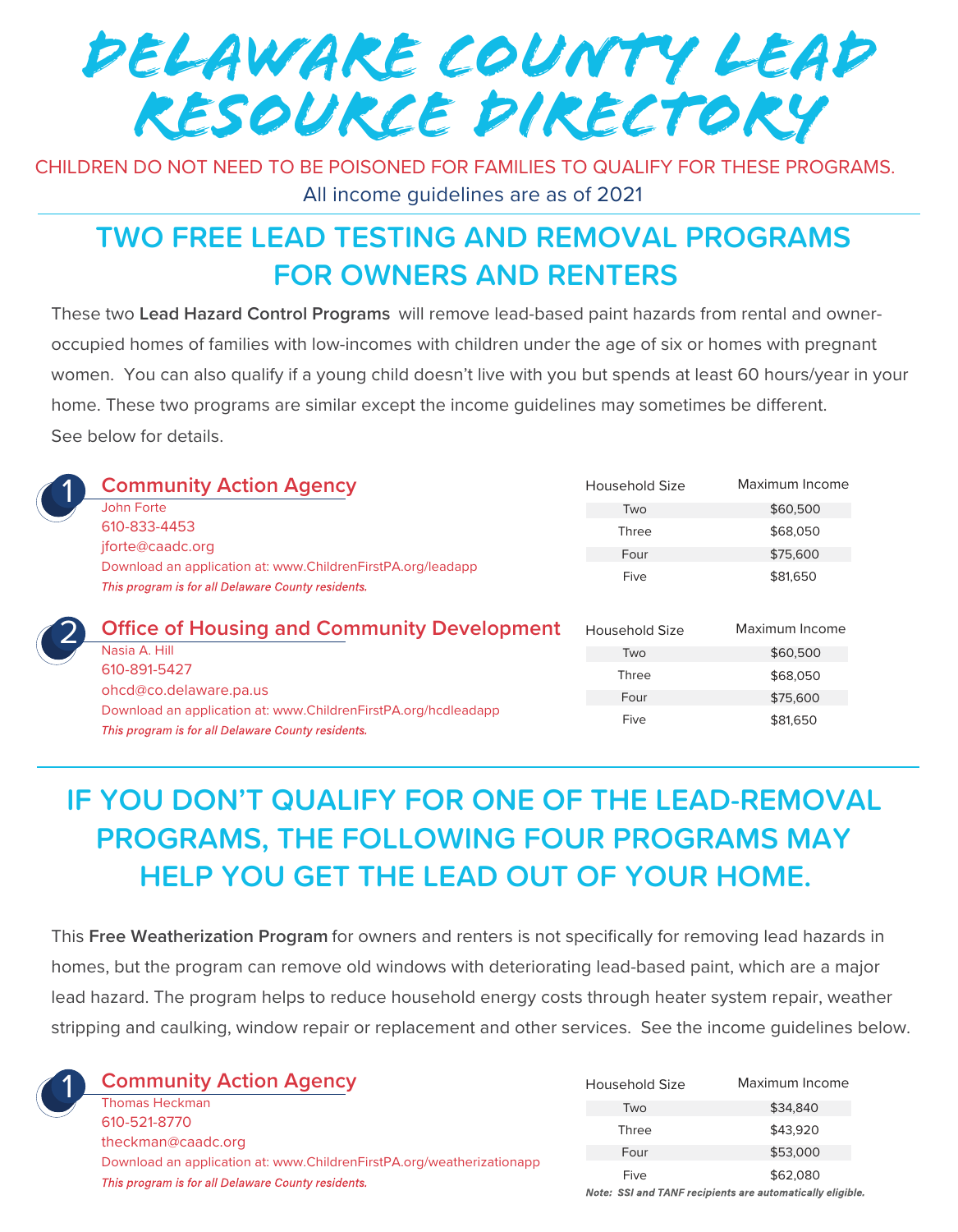# DELAWARE COUNTY LEAD RESOURCE DIRECTORY

CHILDREN DO NOT NEED TO BE POISONED FOR FAMILIES TO QUALIFY FOR THESE PROGRAMS.

All income guidelines are as of 2021

## TWO FREE LEAD TESTING AND REMOVAL PROGRAMS FOR OWNERS AND RENTERS

These two **Lead Hazard Control Programs** will remove lead-based paint hazards from rental and owner-occupied homes of families with low-incomes with children under the age of six or homes with pregnant women. You can also qualify if a young child doesn't live with you but spends at least 60 hours/year in your home. These two programs are similar except the income guidelines may sometimes be different. See below for details.

### 1 Community Action Agency

John Forte
610-833-4453
jforte@caadc.org
Download an application at: www.ChildrenFirstPA.org/leadapp
*This program is for all Delaware County residents.*

| Household Size | Maximum Income |
|---|---|
| Two | $60,500 |
| Three | $68,050 |
| Four | $75,600 |
| Five | $81,650 |

### 2 Office of Housing and Community Development

Nasia A. Hill
610-891-5427
ohcd@co.delaware.pa.us
Download an application at: www.ChildrenFirstPA.org/hcdleadapp
*This program is for all Delaware County residents.*

| Household Size | Maximum Income |
|---|---|
| Two | $60,500 |
| Three | $68,050 |
| Four | $75,600 |
| Five | $81,650 |

## IF YOU DON'T QUALIFY FOR ONE OF THE LEAD-REMOVAL PROGRAMS, THE FOLLOWING FOUR PROGRAMS MAY HELP YOU GET THE LEAD OUT OF YOUR HOME.

This **Free Weatherization Program** for owners and renters is not specifically for removing lead hazards in homes, but the program can remove old windows with deteriorating lead-based paint, which are a major lead hazard. The program helps to reduce household energy costs through heater system repair, weather stripping and caulking, window repair or replacement and other services. See the income guidelines below.

### 1 Community Action Agency

Thomas Heckman
610-521-8770
theckman@caadc.org
Download an application at: www.ChildrenFirstPA.org/weatherizationapp
*This program is for all Delaware County residents.*

| Household Size | Maximum Income |
|---|---|
| Two | $34,840 |
| Three | $43,920 |
| Four | $53,000 |
| Five | $62,080 |

***Note: SSI and TANF recipients are automatically eligible.***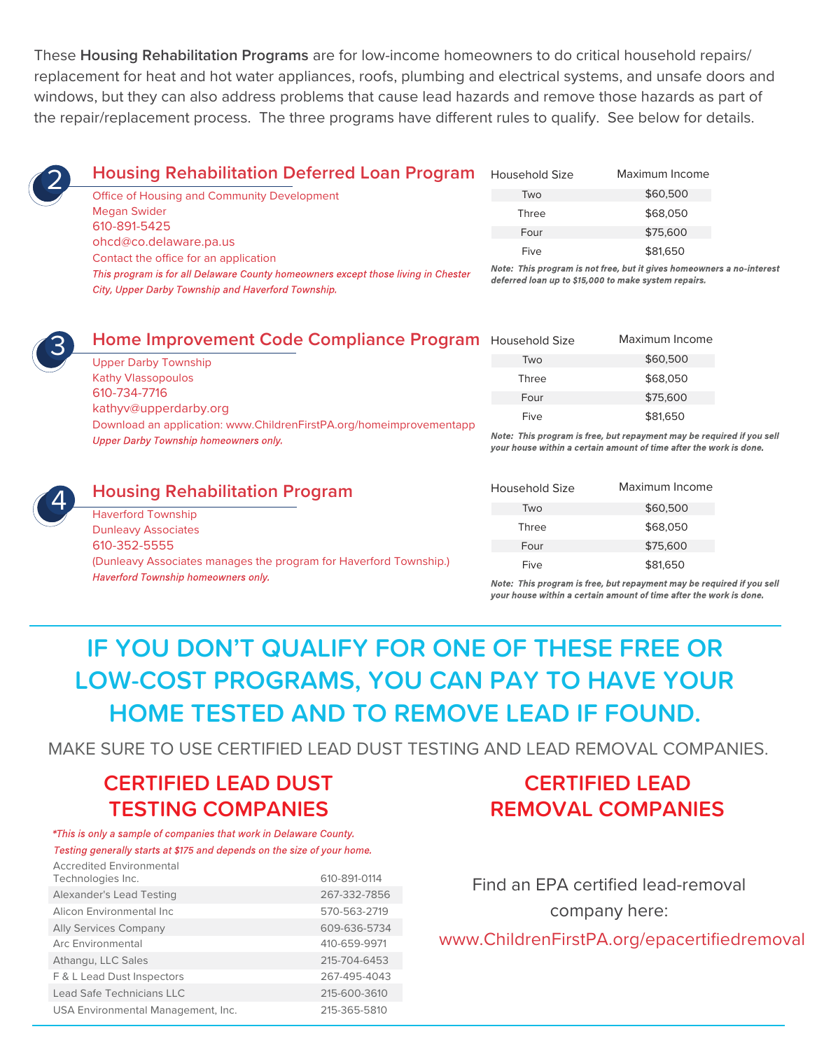These **Housing Rehabilitation Programs** are for low-income homeowners to do critical household repairs/ replacement for heat and hot water appliances, roofs, plumbing and electrical systems, and unsafe doors and windows, but they can also address problems that cause lead hazards and remove those hazards as part of the repair/replacement process. The three programs have different rules to qualify. See below for details.

## 2 Housing Rehabilitation Deferred Loan Program

Office of Housing and Community Development
Megan Swider
610-891-5425
ohcd@co.delaware.pa.us
Contact the office for an application

*This program is for all Delaware County homeowners except those living in Chester City, Upper Darby Township and Haverford Township.*

| Household Size | Maximum Income |
|---|---|
| Two | $60,500 |
| Three | $68,050 |
| Four | $75,600 |
| Five | $81,650 |

***Note: This program is not free, but it gives homeowners a no-interest deferred loan up to $15,000 to make system repairs.***

## 3 Home Improvement Code Compliance Program

Upper Darby Township
Kathy Vlassopoulos
610-734-7716
kathyv@upperdarby.org
Download an application: www.ChildrenFirstPA.org/homeimprovementapp

*Upper Darby Township homeowners only.*

| Household Size | Maximum Income |
|---|---|
| Two | $60,500 |
| Three | $68,050 |
| Four | $75,600 |
| Five | $81,650 |

***Note: This program is free, but repayment may be required if you sell your house within a certain amount of time after the work is done.***

## 4 Housing Rehabilitation Program

Haverford Township
Dunleavy Associates
610-352-5555
(Dunleavy Associates manages the program for Haverford Township.)

*Haverford Township homeowners only.*

| Household Size | Maximum Income |
|---|---|
| Two | $60,500 |
| Three | $68,050 |
| Four | $75,600 |
| Five | $81,650 |

***Note: This program is free, but repayment may be required if you sell your house within a certain amount of time after the work is done.***

# IF YOU DON'T QUALIFY FOR ONE OF THESE FREE OR LOW-COST PROGRAMS, YOU CAN PAY TO HAVE YOUR HOME TESTED AND TO REMOVE LEAD IF FOUND.

MAKE SURE TO USE CERTIFIED LEAD DUST TESTING AND LEAD REMOVAL COMPANIES.

## CERTIFIED LEAD DUST TESTING COMPANIES

*\*This is only a sample of companies that work in Delaware County. Testing generally starts at $175 and depends on the size of your home.*

| | |
|---|---|
| Accredited Environmental Technologies Inc. | 610-891-0114 |
| Alexander's Lead Testing | 267-332-7856 |
| Alicon Environmental Inc | 570-563-2719 |
| Ally Services Company | 609-636-5734 |
| Arc Environmental | 410-659-9971 |
| Athangu, LLC Sales | 215-704-6453 |
| F & L Lead Dust Inspectors | 267-495-4043 |
| Lead Safe Technicians LLC | 215-600-3610 |
| USA Environmental Management, Inc. | 215-365-5810 |

## CERTIFIED LEAD REMOVAL COMPANIES

Find an EPA certified lead-removal company here:

www.ChildrenFirstPA.org/epacertifiedremoval